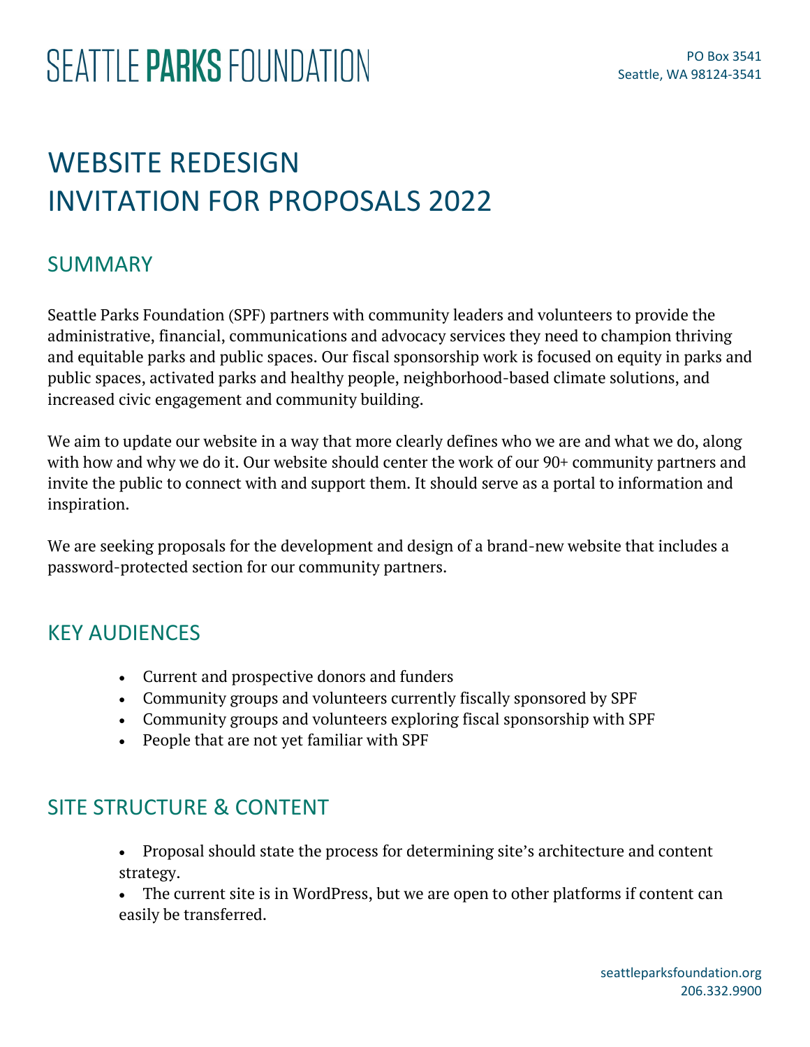# SEATTLE PARKS FOUNDATION

PO Box 3541
Seattle, WA 98124-3541

# WEBSITE REDESIGN
# INVITATION FOR PROPOSALS 2022

## SUMMARY

Seattle Parks Foundation (SPF) partners with community leaders and volunteers to provide the administrative, financial, communications and advocacy services they need to champion thriving and equitable parks and public spaces. Our fiscal sponsorship work is focused on equity in parks and public spaces, activated parks and healthy people, neighborhood-based climate solutions, and increased civic engagement and community building.

We aim to update our website in a way that more clearly defines who we are and what we do, along with how and why we do it. Our website should center the work of our 90+ community partners and invite the public to connect with and support them. It should serve as a portal to information and inspiration.

We are seeking proposals for the development and design of a brand-new website that includes a password-protected section for our community partners.

## KEY AUDIENCES

- Current and prospective donors and funders
- Community groups and volunteers currently fiscally sponsored by SPF
- Community groups and volunteers exploring fiscal sponsorship with SPF
- People that are not yet familiar with SPF

## SITE STRUCTURE & CONTENT

- Proposal should state the process for determining site's architecture and content strategy.
- The current site is in WordPress, but we are open to other platforms if content can easily be transferred.

seattleparksfoundation.org
206.332.9900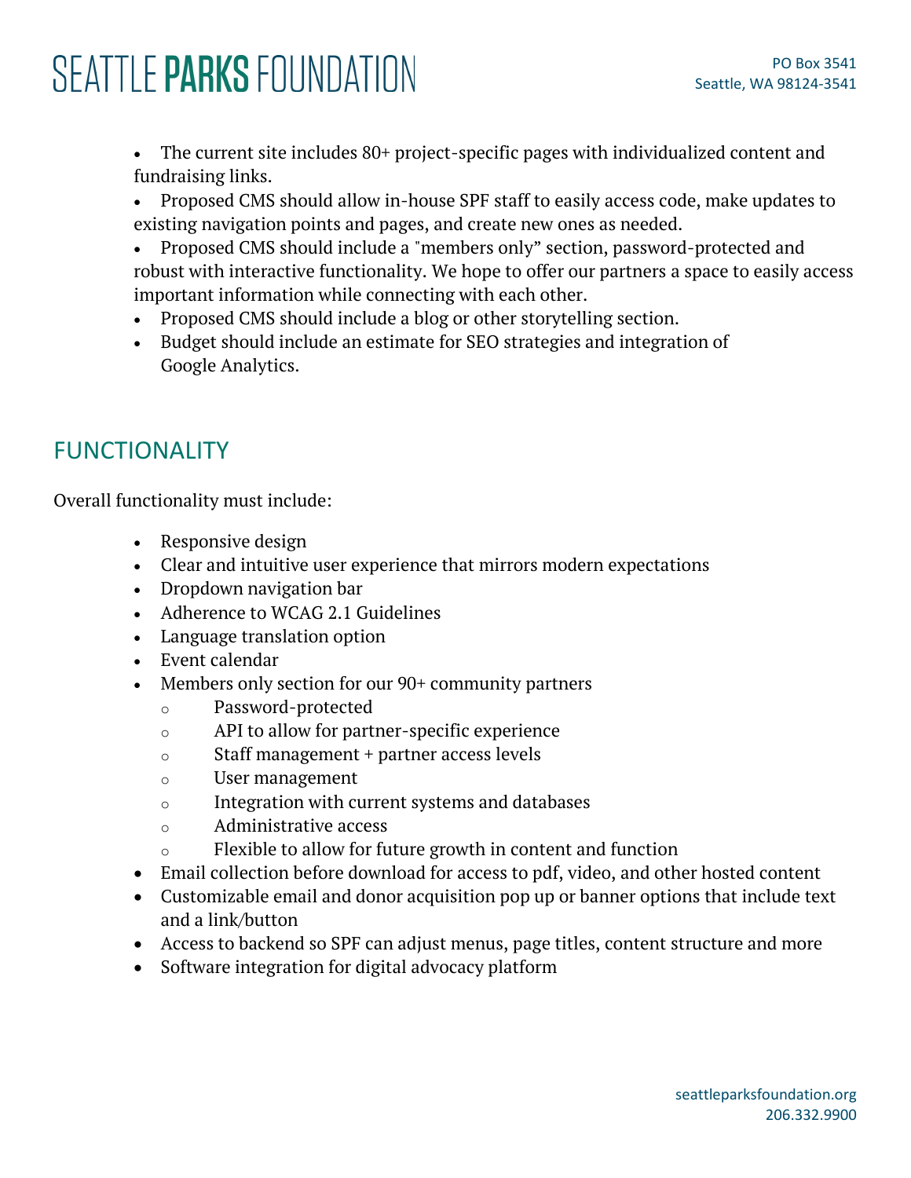- The current site includes 80+ project-specific pages with individualized content and fundraising links.
- Proposed CMS should allow in-house SPF staff to easily access code, make updates to existing navigation points and pages, and create new ones as needed.
- Proposed CMS should include a "members only" section, password-protected and robust with interactive functionality. We hope to offer our partners a space to easily access important information while connecting with each other.
- Proposed CMS should include a blog or other storytelling section.
- Budget should include an estimate for SEO strategies and integration of Google Analytics.

## FUNCTIONALITY

Overall functionality must include:

- Responsive design
- Clear and intuitive user experience that mirrors modern expectations
- Dropdown navigation bar
- Adherence to WCAG 2.1 Guidelines
- Language translation option
- Event calendar
- Members only section for our 90+ community partners
  - Password-protected
  - API to allow for partner-specific experience
  - Staff management + partner access levels
  - User management
  - Integration with current systems and databases
  - Administrative access
  - Flexible to allow for future growth in content and function
- Email collection before download for access to pdf, video, and other hosted content
- Customizable email and donor acquisition pop up or banner options that include text and a link/button
- Access to backend so SPF can adjust menus, page titles, content structure and more
- Software integration for digital advocacy platform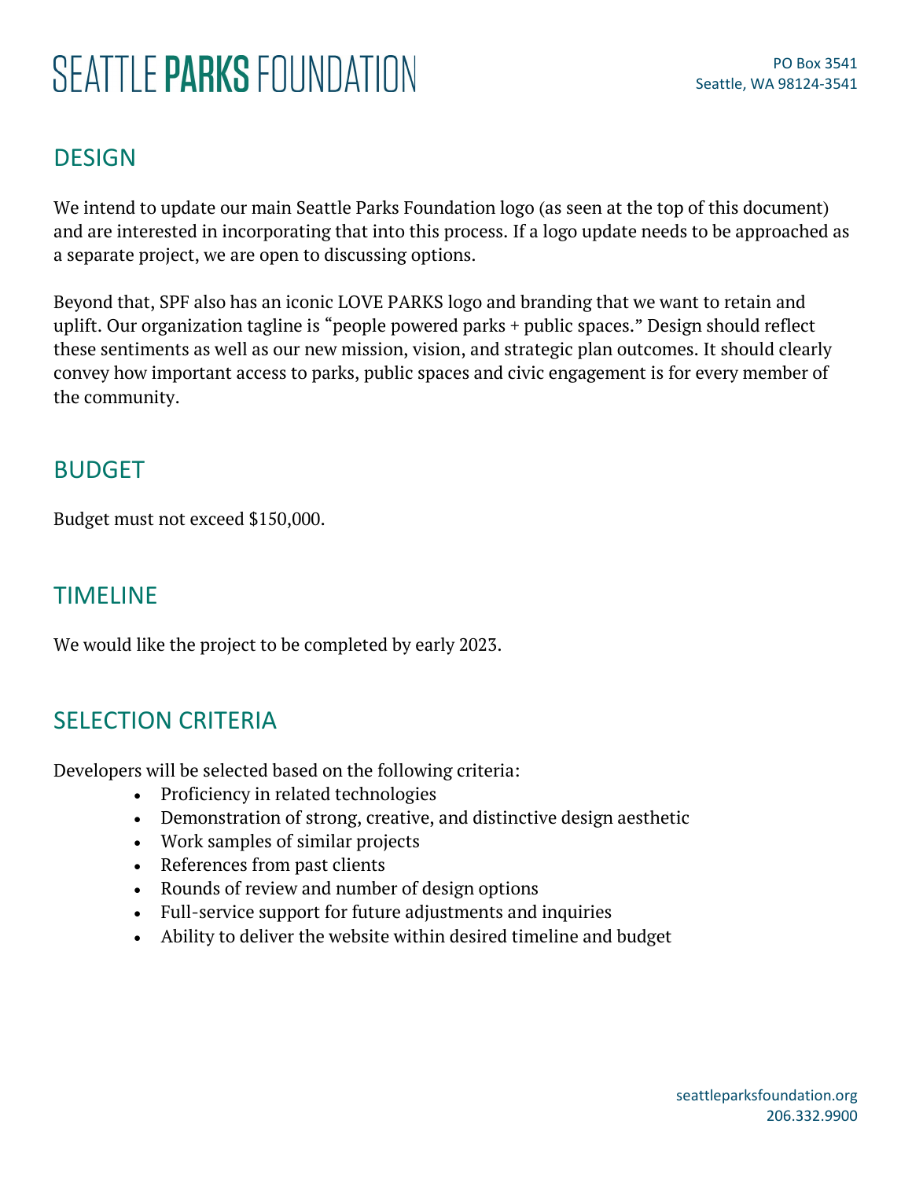## DESIGN

We intend to update our main Seattle Parks Foundation logo (as seen at the top of this document) and are interested in incorporating that into this process. If a logo update needs to be approached as a separate project, we are open to discussing options.

Beyond that, SPF also has an iconic LOVE PARKS logo and branding that we want to retain and uplift. Our organization tagline is "people powered parks + public spaces." Design should reflect these sentiments as well as our new mission, vision, and strategic plan outcomes. It should clearly convey how important access to parks, public spaces and civic engagement is for every member of the community.

## BUDGET

Budget must not exceed $150,000.

## TIMELINE

We would like the project to be completed by early 2023.

## SELECTION CRITERIA

Developers will be selected based on the following criteria:

- Proficiency in related technologies
- Demonstration of strong, creative, and distinctive design aesthetic
- Work samples of similar projects
- References from past clients
- Rounds of review and number of design options
- Full-service support for future adjustments and inquiries
- Ability to deliver the website within desired timeline and budget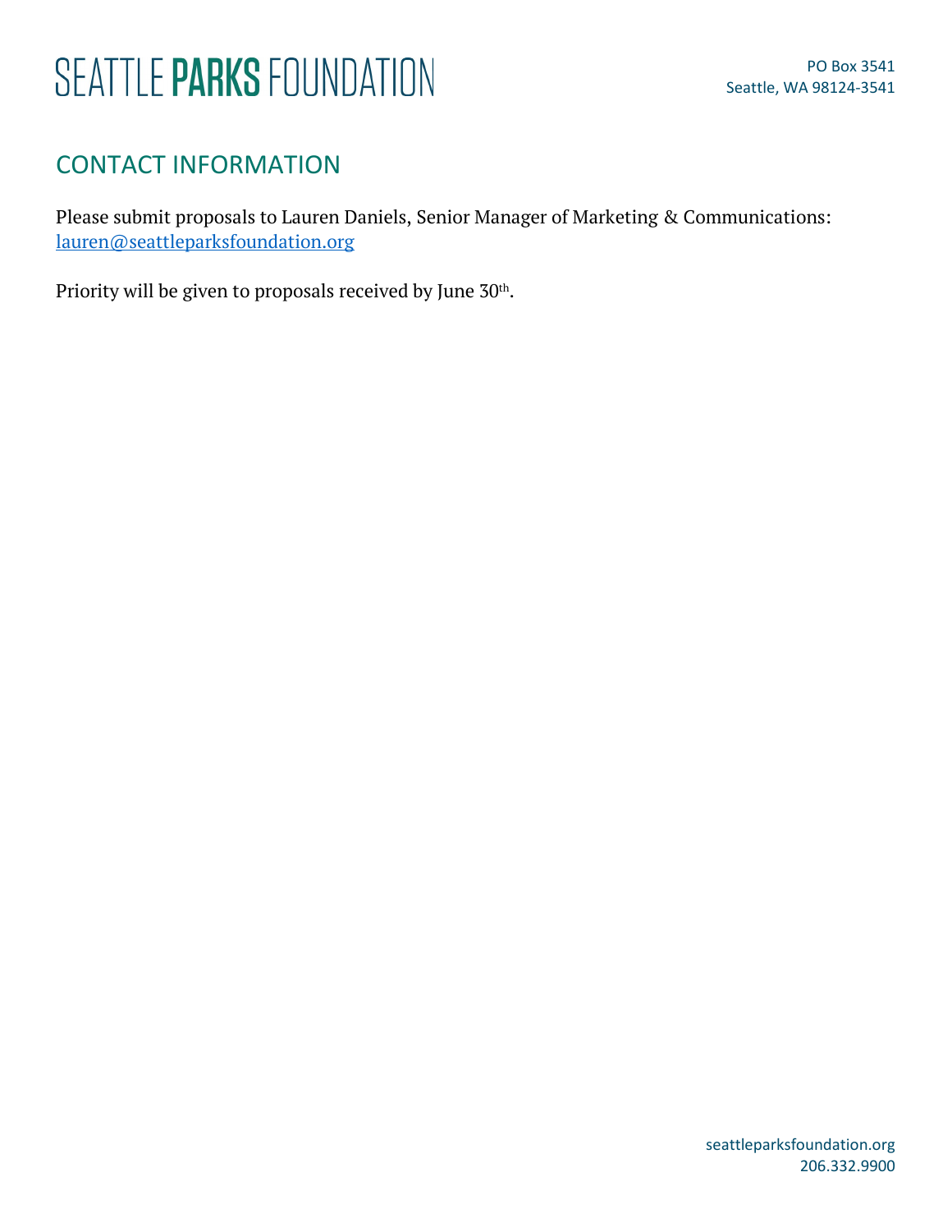## CONTACT INFORMATION

Please submit proposals to Lauren Daniels, Senior Manager of Marketing & Communications: lauren@seattleparksfoundation.org

Priority will be given to proposals received by June 30th.